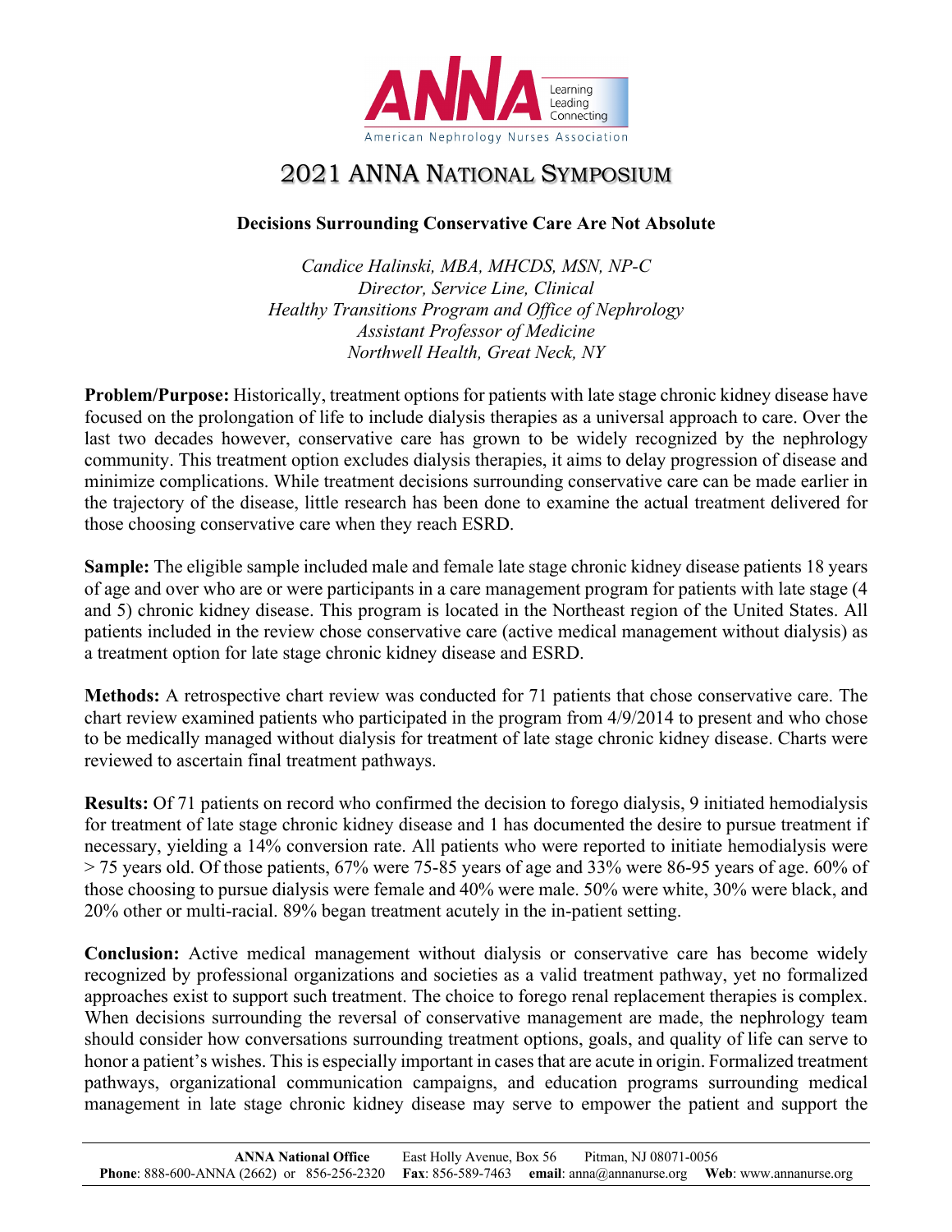ANNA — Learning, Leading, Connecting — American Nephrology Nurses Association

# 2021 ANNA National Symposium

## Decisions Surrounding Conservative Care Are Not Absolute

*Candice Halinski, MBA, MHCDS, MSN, NP-C*
*Director, Service Line, Clinical*
*Healthy Transitions Program and Office of Nephrology*
*Assistant Professor of Medicine*
*Northwell Health, Great Neck, NY*

**Problem/Purpose:** Historically, treatment options for patients with late stage chronic kidney disease have focused on the prolongation of life to include dialysis therapies as a universal approach to care. Over the last two decades however, conservative care has grown to be widely recognized by the nephrology community. This treatment option excludes dialysis therapies, it aims to delay progression of disease and minimize complications. While treatment decisions surrounding conservative care can be made earlier in the trajectory of the disease, little research has been done to examine the actual treatment delivered for those choosing conservative care when they reach ESRD.

**Sample:** The eligible sample included male and female late stage chronic kidney disease patients 18 years of age and over who are or were participants in a care management program for patients with late stage (4 and 5) chronic kidney disease. This program is located in the Northeast region of the United States. All patients included in the review chose conservative care (active medical management without dialysis) as a treatment option for late stage chronic kidney disease and ESRD.

**Methods:** A retrospective chart review was conducted for 71 patients that chose conservative care. The chart review examined patients who participated in the program from 4/9/2014 to present and who chose to be medically managed without dialysis for treatment of late stage chronic kidney disease. Charts were reviewed to ascertain final treatment pathways.

**Results:** Of 71 patients on record who confirmed the decision to forego dialysis, 9 initiated hemodialysis for treatment of late stage chronic kidney disease and 1 has documented the desire to pursue treatment if necessary, yielding a 14% conversion rate. All patients who were reported to initiate hemodialysis were > 75 years old. Of those patients, 67% were 75-85 years of age and 33% were 86-95 years of age. 60% of those choosing to pursue dialysis were female and 40% were male. 50% were white, 30% were black, and 20% other or multi-racial. 89% began treatment acutely in the in-patient setting.

**Conclusion:** Active medical management without dialysis or conservative care has become widely recognized by professional organizations and societies as a valid treatment pathway, yet no formalized approaches exist to support such treatment. The choice to forego renal replacement therapies is complex. When decisions surrounding the reversal of conservative management are made, the nephrology team should consider how conversations surrounding treatment options, goals, and quality of life can serve to honor a patient's wishes. This is especially important in cases that are acute in origin. Formalized treatment pathways, organizational communication campaigns, and education programs surrounding medical management in late stage chronic kidney disease may serve to empower the patient and support the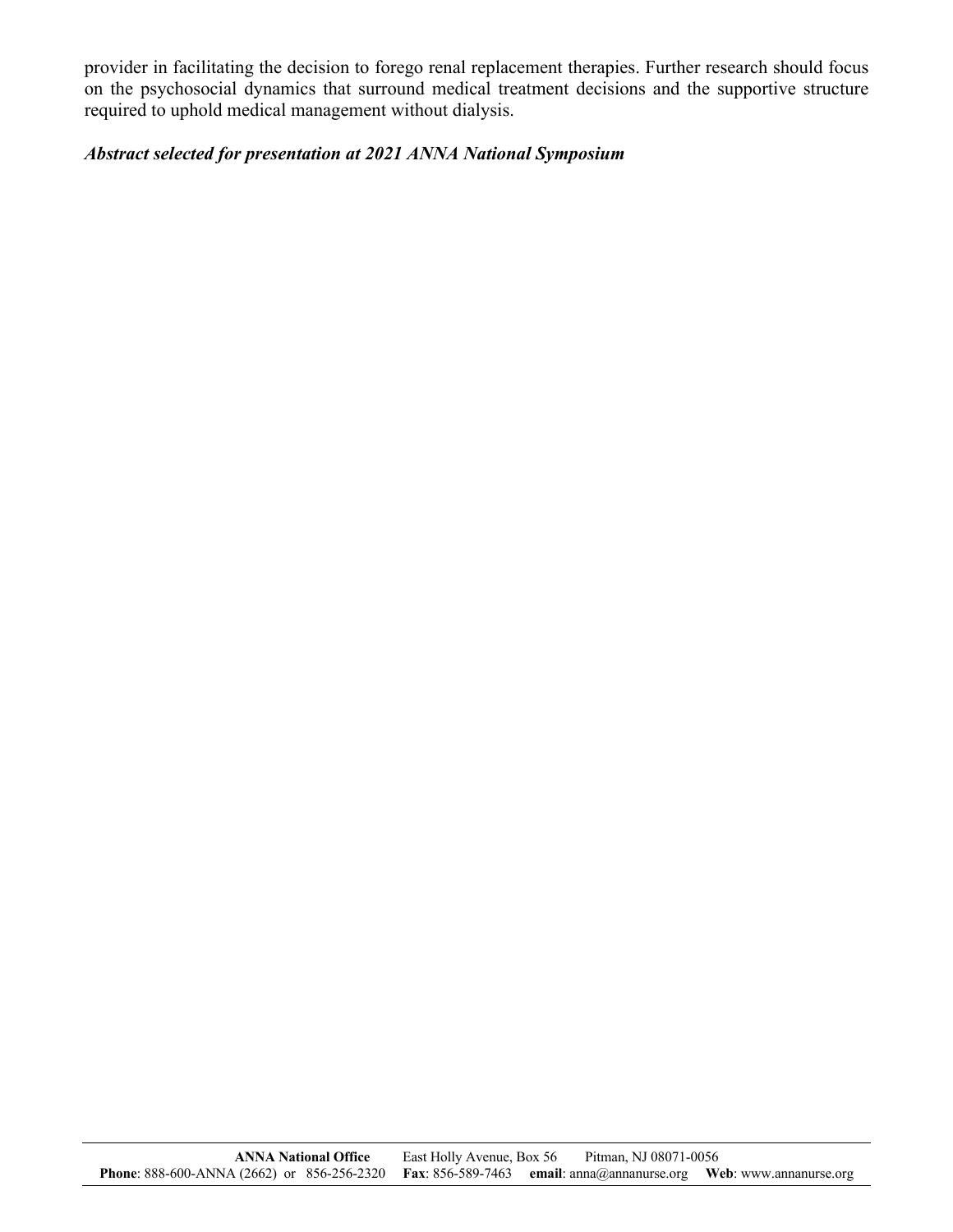provider in facilitating the decision to forego renal replacement therapies. Further research should focus on the psychosocial dynamics that surround medical treatment decisions and the supportive structure required to uphold medical management without dialysis.

***Abstract selected for presentation at 2021 ANNA National Symposium***